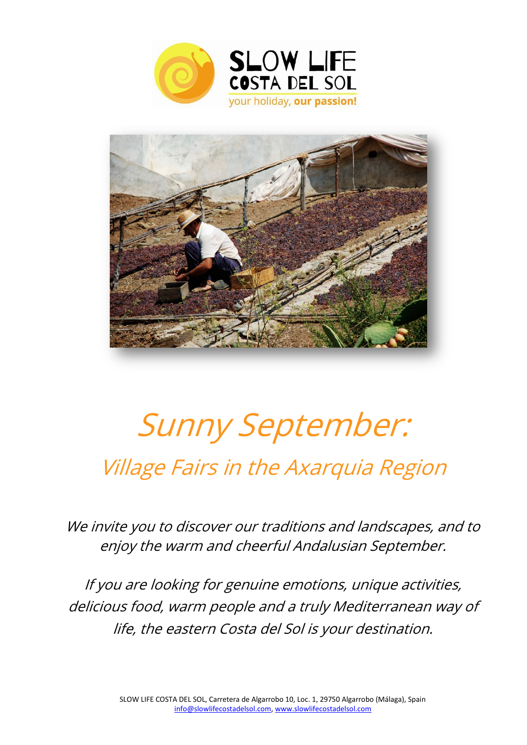SLOW LIFE
COSTA DEL SOL
your holiday, **our passion!**

# *Sunny September:*

## *Village Fairs in the Axarquia Region*

*We invite you to discover our traditions and landscapes, and to enjoy the warm and cheerful Andalusian September.*

*If you are looking for genuine emotions, unique activities, delicious food, warm people and a truly Mediterranean way of life, the eastern Costa del Sol is your destination.*

SLOW LIFE COSTA DEL SOL, Carretera de Algarrobo 10, Loc. 1, 29750 Algarrobo (Málaga), Spain
info@slowlifecostadelsol.com, www.slowlifecostadelsol.com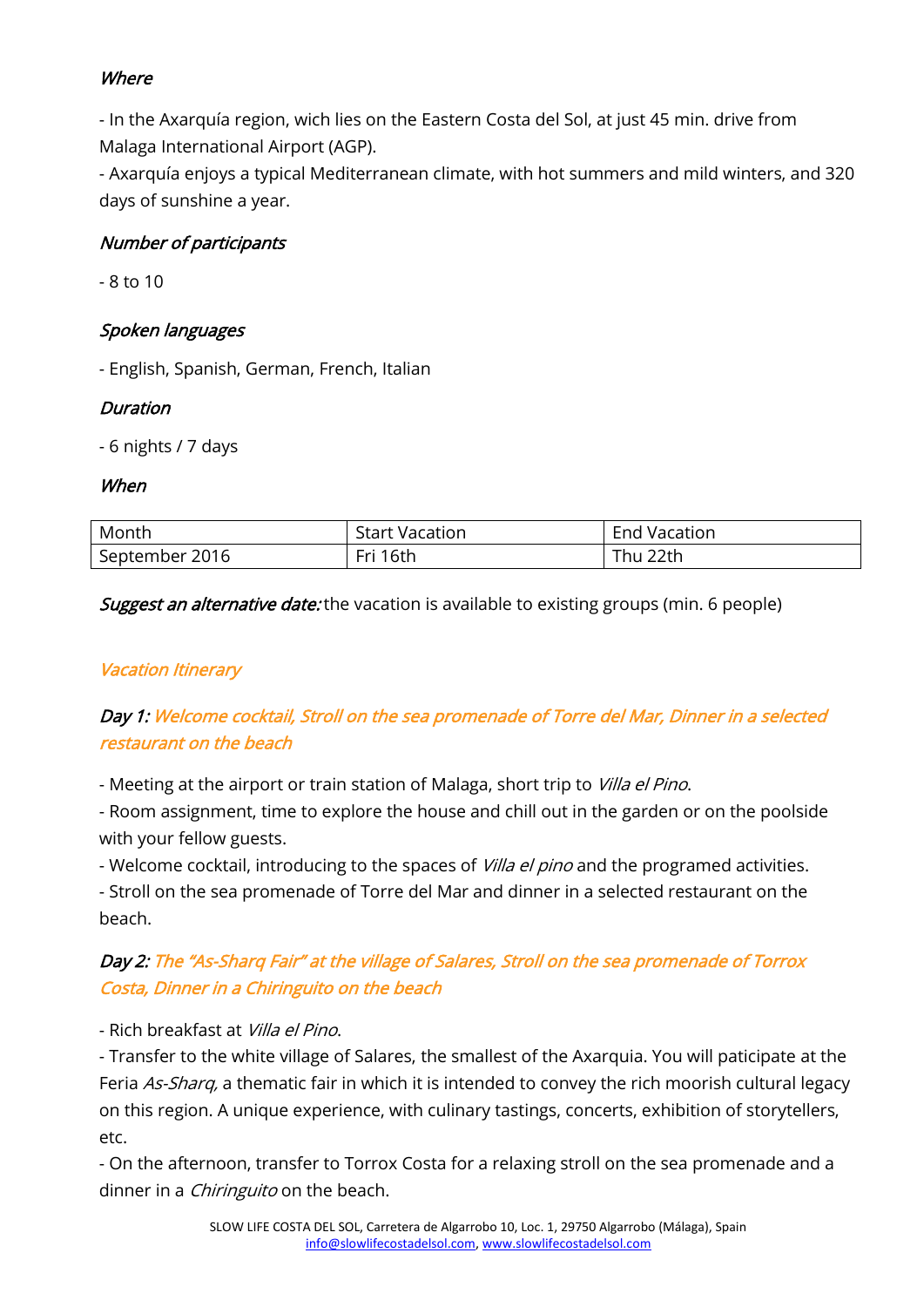### *Where*

- In the Axarquía region, wich lies on the Eastern Costa del Sol, at just 45 min. drive from Malaga International Airport (AGP).
- Axarquía enjoys a typical Mediterranean climate, with hot summers and mild winters, and 320 days of sunshine a year.

### *Number of participants*

- 8 to 10

### *Spoken languages*

- English, Spanish, German, French, Italian

### *Duration*

- 6 nights / 7 days

### *When*

| Month | Start Vacation | End Vacation |
|---|---|---|
| September 2016 | Fri 16th | Thu 22th |

***Suggest an alternative date:*** the vacation is available to existing groups (min. 6 people)

## *Vacation Itinerary*

### *Day 1: Welcome cocktail, Stroll on the sea promenade of Torre del Mar, Dinner in a selected restaurant on the beach*

- Meeting at the airport or train station of Malaga, short trip to *Villa el Pino*.
- Room assignment, time to explore the house and chill out in the garden or on the poolside with your fellow guests.
- Welcome cocktail, introducing to the spaces of *Villa el pino* and the programed activities.
- Stroll on the sea promenade of Torre del Mar and dinner in a selected restaurant on the beach.

### *Day 2: The "As-Sharq Fair" at the village of Salares, Stroll on the sea promenade of Torrox Costa, Dinner in a Chiringuito on the beach*

- Rich breakfast at *Villa el Pino*.
- Transfer to the white village of Salares, the smallest of the Axarquia. You will paticipate at the Feria *As-Sharq,* a thematic fair in which it is intended to convey the rich moorish cultural legacy on this region. A unique experience, with culinary tastings, concerts, exhibition of storytellers, etc.
- On the afternoon, transfer to Torrox Costa for a relaxing stroll on the sea promenade and a dinner in a *Chiringuito* on the beach.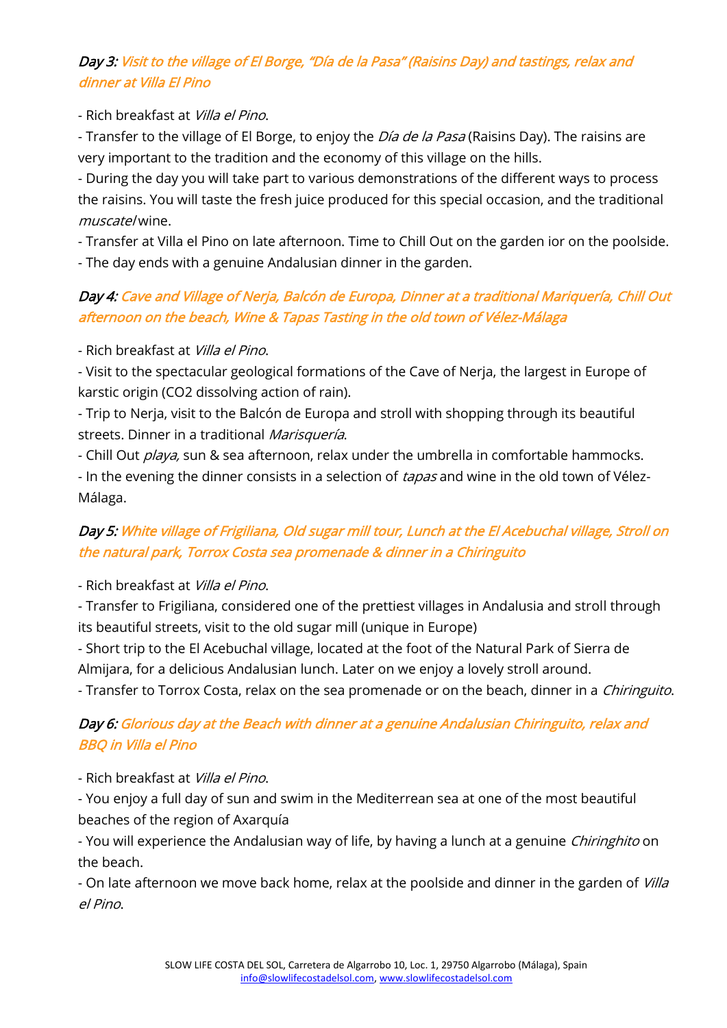### *Day 3: Visit to the village of El Borge, "Día de la Pasa" (Raisins Day) and tastings, relax and dinner at Villa El Pino*

- Rich breakfast at *Villa el Pino*.
- Transfer to the village of El Borge, to enjoy the *Día de la Pasa* (Raisins Day). The raisins are very important to the tradition and the economy of this village on the hills.
- During the day you will take part to various demonstrations of the different ways to process the raisins. You will taste the fresh juice produced for this special occasion, and the traditional *muscatel* wine.
- Transfer at Villa el Pino on late afternoon. Time to Chill Out on the garden ior on the poolside.
- The day ends with a genuine Andalusian dinner in the garden.

### *Day 4: Cave and Village of Nerja, Balcón de Europa, Dinner at a traditional Mariquería, Chill Out afternoon on the beach, Wine & Tapas Tasting in the old town of Vélez-Málaga*

- Rich breakfast at *Villa el Pino*.
- Visit to the spectacular geological formations of the Cave of Nerja, the largest in Europe of karstic origin ($CO_2$ dissolving action of rain).
- Trip to Nerja, visit to the Balcón de Europa and stroll with shopping through its beautiful streets. Dinner in a traditional *Marisquería*.
- Chill Out *playa,* sun & sea afternoon, relax under the umbrella in comfortable hammocks.
- In the evening the dinner consists in a selection of *tapas* and wine in the old town of Vélez-Málaga.

### *Day 5: White village of Frigiliana, Old sugar mill tour, Lunch at the El Acebuchal village, Stroll on the natural park, Torrox Costa sea promenade & dinner in a Chiringuito*

- Rich breakfast at *Villa el Pino*.
- Transfer to Frigiliana, considered one of the prettiest villages in Andalusia and stroll through its beautiful streets, visit to the old sugar mill (unique in Europe)
- Short trip to the El Acebuchal village, located at the foot of the Natural Park of Sierra de Almijara, for a delicious Andalusian lunch. Later on we enjoy a lovely stroll around.
- Transfer to Torrox Costa, relax on the sea promenade or on the beach, dinner in a *Chiringuito*.

### *Day 6: Glorious day at the Beach with dinner at a genuine Andalusian Chiringuito, relax and BBQ in Villa el Pino*

- Rich breakfast at *Villa el Pino*.
- You enjoy a full day of sun and swim in the Mediterrean sea at one of the most beautiful beaches of the region of Axarquía
- You will experience the Andalusian way of life, by having a lunch at a genuine *Chiringhito* on the beach.
- On late afternoon we move back home, relax at the poolside and dinner in the garden of *Villa el Pino*.

SLOW LIFE COSTA DEL SOL, Carretera de Algarrobo 10, Loc. 1, 29750 Algarrobo (Málaga), Spain
info@slowlifecostadelsol.com, www.slowlifecostadelsol.com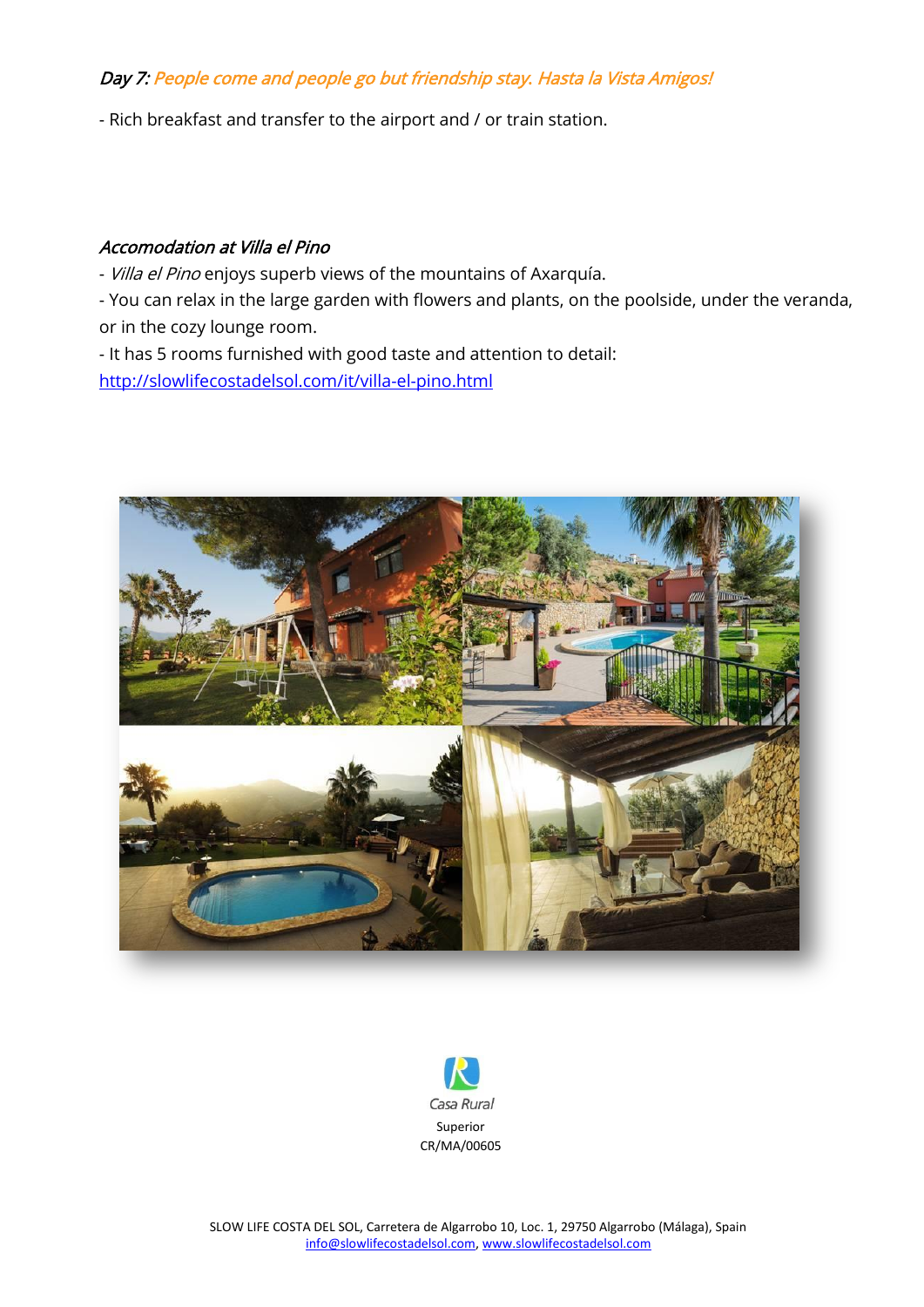*Day 7: People come and people go but friendship stay. Hasta la Vista Amigos!*

- Rich breakfast and transfer to the airport and / or train station.

*Accomodation at Villa el Pino*

- *Villa el Pino* enjoys superb views of the mountains of Axarquía.
- You can relax in the large garden with flowers and plants, on the poolside, under the veranda, or in the cozy lounge room.
- It has 5 rooms furnished with good taste and attention to detail: http://slowlifecostadelsol.com/it/villa-el-pino.html

*Casa Rural*
Superior
CR/MA/00605

SLOW LIFE COSTA DEL SOL, Carretera de Algarrobo 10, Loc. 1, 29750 Algarrobo (Málaga), Spain
info@slowlifecostadelsol.com, www.slowlifecostadelsol.com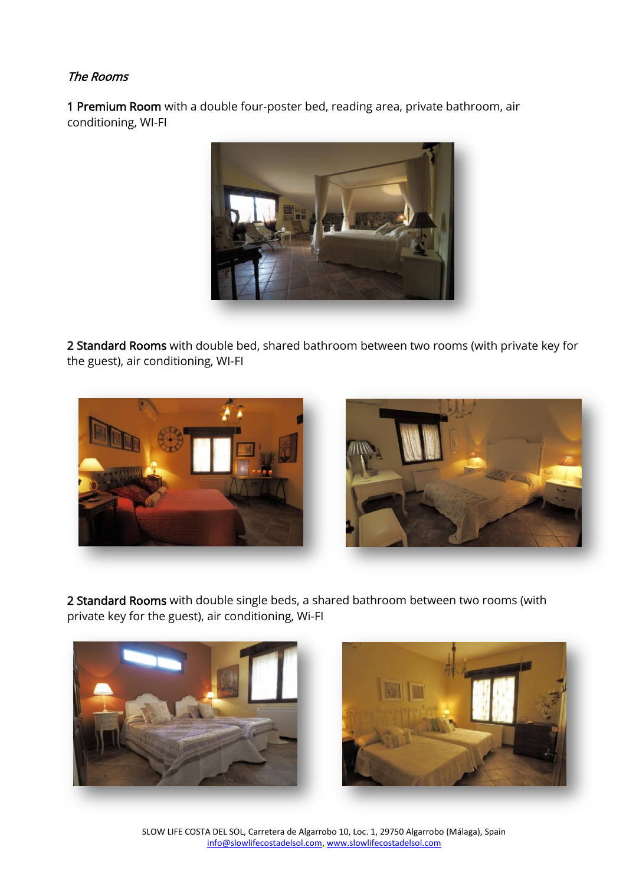*The Rooms*

**1 Premium Room** with a double four-poster bed, reading area, private bathroom, air conditioning, WI-FI

**2 Standard Rooms** with double bed, shared bathroom between two rooms (with private key for the guest), air conditioning, WI-FI

**2 Standard Rooms** with double single beds, a shared bathroom between two rooms (with private key for the guest), air conditioning, Wi-FI

SLOW LIFE COSTA DEL SOL, Carretera de Algarrobo 10, Loc. 1, 29750 Algarrobo (Málaga), Spain
info@slowlifecostadelsol.com, www.slowlifecostadelsol.com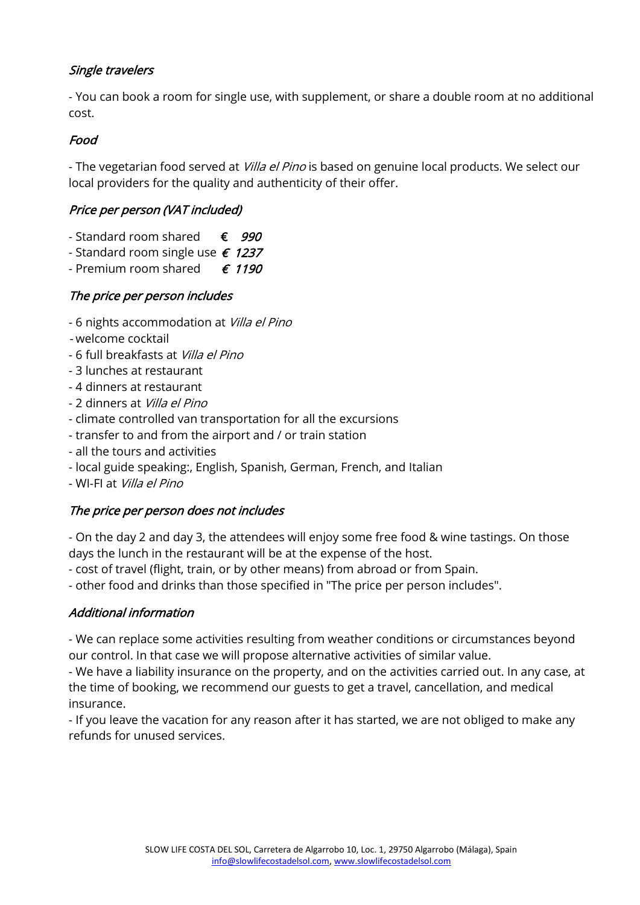*Single travelers*

- You can book a room for single use, with supplement, or share a double room at no additional cost.

*Food*

- The vegetarian food served at *Villa el Pino* is based on genuine local products. We select our local providers for the quality and authenticity of their offer.

*Price per person (VAT included)*

- Standard room shared *€ 990*
- Standard room single use *€ 1237*
- Premium room shared *€ 1190*

*The price per person includes*

- 6 nights accommodation at *Villa el Pino*
- welcome cocktail
- 6 full breakfasts at *Villa el Pino*
- 3 lunches at restaurant
- 4 dinners at restaurant
- 2 dinners at *Villa el Pino*
- climate controlled van transportation for all the excursions
- transfer to and from the airport and / or train station
- all the tours and activities
- local guide speaking:, English, Spanish, German, French, and Italian
- WI-FI at *Villa el Pino*

*The price per person does not includes*

- On the day 2 and day 3, the attendees will enjoy some free food & wine tastings. On those days the lunch in the restaurant will be at the expense of the host.
- cost of travel (flight, train, or by other means) from abroad or from Spain.
- other food and drinks than those specified in "The price per person includes".

*Additional information*

- We can replace some activities resulting from weather conditions or circumstances beyond our control. In that case we will propose alternative activities of similar value.
- We have a liability insurance on the property, and on the activities carried out. In any case, at the time of booking, we recommend our guests to get a travel, cancellation, and medical insurance.
- If you leave the vacation for any reason after it has started, we are not obliged to make any refunds for unused services.

SLOW LIFE COSTA DEL SOL, Carretera de Algarrobo 10, Loc. 1, 29750 Algarrobo (Málaga), Spain
info@slowlifecostadelsol.com, www.slowlifecostadelsol.com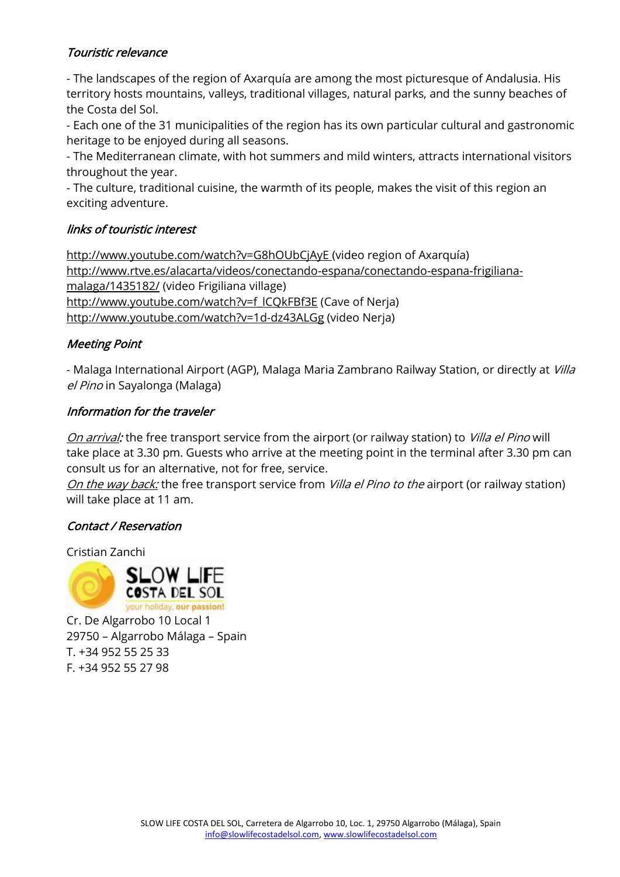### *Touristic relevance*

- The landscapes of the region of Axarquía are among the most picturesque of Andalusia. His territory hosts mountains, valleys, traditional villages, natural parks, and the sunny beaches of the Costa del Sol.
- Each one of the 31 municipalities of the region has its own particular cultural and gastronomic heritage to be enjoyed during all seasons.
- The Mediterranean climate, with hot summers and mild winters, attracts international visitors throughout the year.
- The culture, traditional cuisine, the warmth of its people, makes the visit of this region an exciting adventure.

### *links of touristic interest*

http://www.youtube.com/watch?v=G8hOUbCjAyE (video region of Axarquía)
http://www.rtve.es/alacarta/videos/conectando-espana/conectando-espana-frigiliana-malaga/1435182/ (video Frigiliana village)
http://www.youtube.com/watch?v=f_lCQkFBf3E (Cave of Nerja)
http://www.youtube.com/watch?v=1d-dz43ALGg (video Nerja)

### *Meeting Point*

- Malaga International Airport (AGP), Malaga Maria Zambrano Railway Station, or directly at *Villa el Pino* in Sayalonga (Malaga)

### *Information for the traveler*

*On arrival:* the free transport service from the airport (or railway station) to *Villa el Pino* will take place at 3.30 pm. Guests who arrive at the meeting point in the terminal after 3.30 pm can consult us for an alternative, not for free, service.
*On the way back:* the free transport service from *Villa el Pino to the* airport (or railway station) will take place at 11 am.

### *Contact / Reservation*

Cristian Zanchi

SLOW LIFE COSTA DEL SOL
your holiday, our passion!

Cr. De Algarrobo 10 Local 1
29750 – Algarrobo Málaga – Spain
T. +34 952 55 25 33
F. +34 952 55 27 98

SLOW LIFE COSTA DEL SOL, Carretera de Algarrobo 10, Loc. 1, 29750 Algarrobo (Málaga), Spain
info@slowlifecostadelsol.com, www.slowlifecostadelsol.com